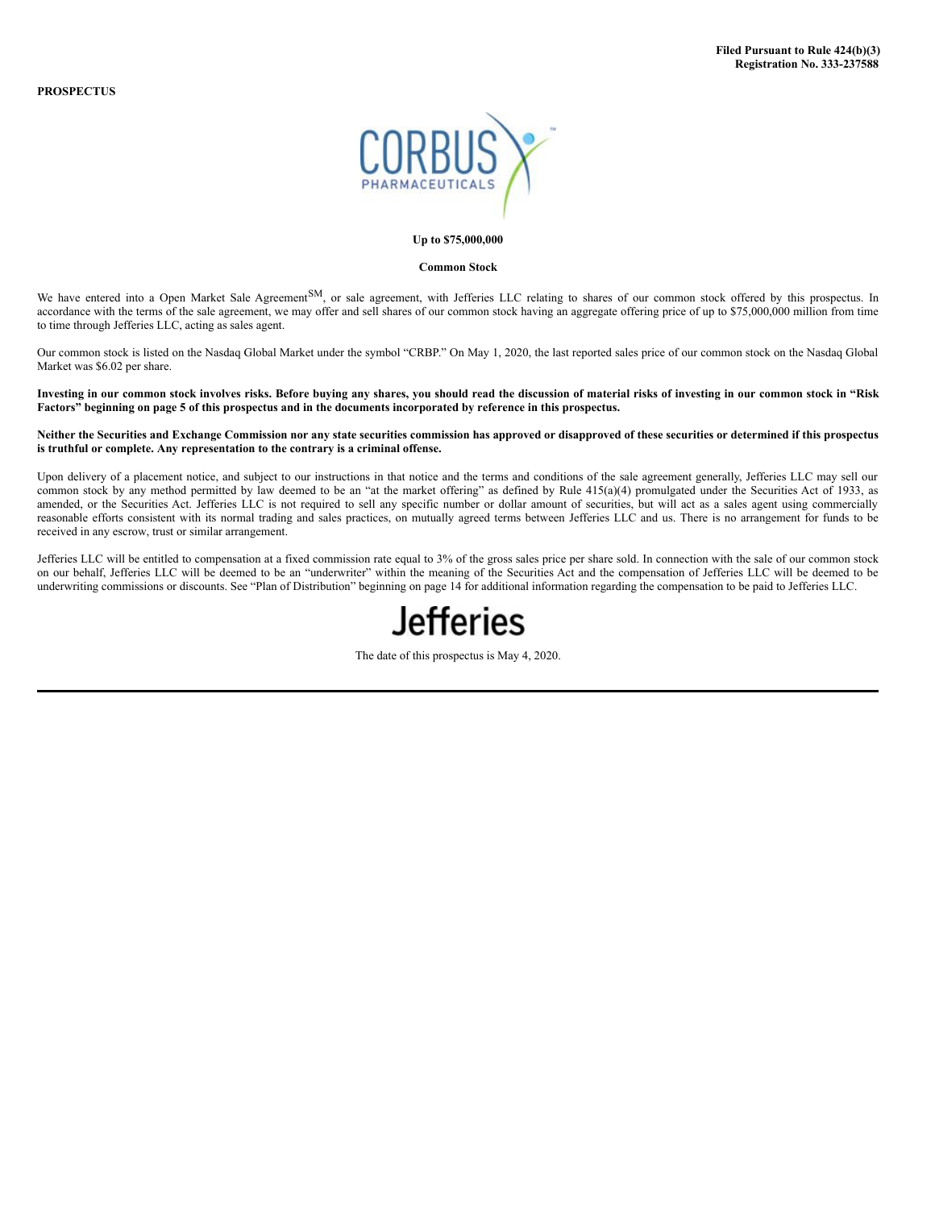**Filed Pursuant to Rule 424(b)(3)**
**Registration No. 333-237588**

**PROSPECTUS**

CORBUS PHARMACEUTICALS

**Up to $75,000,000**

**Common Stock**

We have entered into a Open Market Sale Agreement[SM], or sale agreement, with Jefferies LLC relating to shares of our common stock offered by this prospectus. In accordance with the terms of the sale agreement, we may offer and sell shares of our common stock having an aggregate offering price of up to $75,000,000 million from time to time through Jefferies LLC, acting as sales agent.

Our common stock is listed on the Nasdaq Global Market under the symbol "CRBP." On May 1, 2020, the last reported sales price of our common stock on the Nasdaq Global Market was $6.02 per share.

**Investing in our common stock involves risks. Before buying any shares, you should read the discussion of material risks of investing in our common stock in "Risk Factors" beginning on page 5 of this prospectus and in the documents incorporated by reference in this prospectus.**

**Neither the Securities and Exchange Commission nor any state securities commission has approved or disapproved of these securities or determined if this prospectus is truthful or complete. Any representation to the contrary is a criminal offense.**

Upon delivery of a placement notice, and subject to our instructions in that notice and the terms and conditions of the sale agreement generally, Jefferies LLC may sell our common stock by any method permitted by law deemed to be an "at the market offering" as defined by Rule 415(a)(4) promulgated under the Securities Act of 1933, as amended, or the Securities Act. Jefferies LLC is not required to sell any specific number or dollar amount of securities, but will act as a sales agent using commercially reasonable efforts consistent with its normal trading and sales practices, on mutually agreed terms between Jefferies LLC and us. There is no arrangement for funds to be received in any escrow, trust or similar arrangement.

Jefferies LLC will be entitled to compensation at a fixed commission rate equal to 3% of the gross sales price per share sold. In connection with the sale of our common stock on our behalf, Jefferies LLC will be deemed to be an "underwriter" within the meaning of the Securities Act and the compensation of Jefferies LLC will be deemed to be underwriting commissions or discounts. See "Plan of Distribution" beginning on page 14 for additional information regarding the compensation to be paid to Jefferies LLC.

Jefferies

The date of this prospectus is May 4, 2020.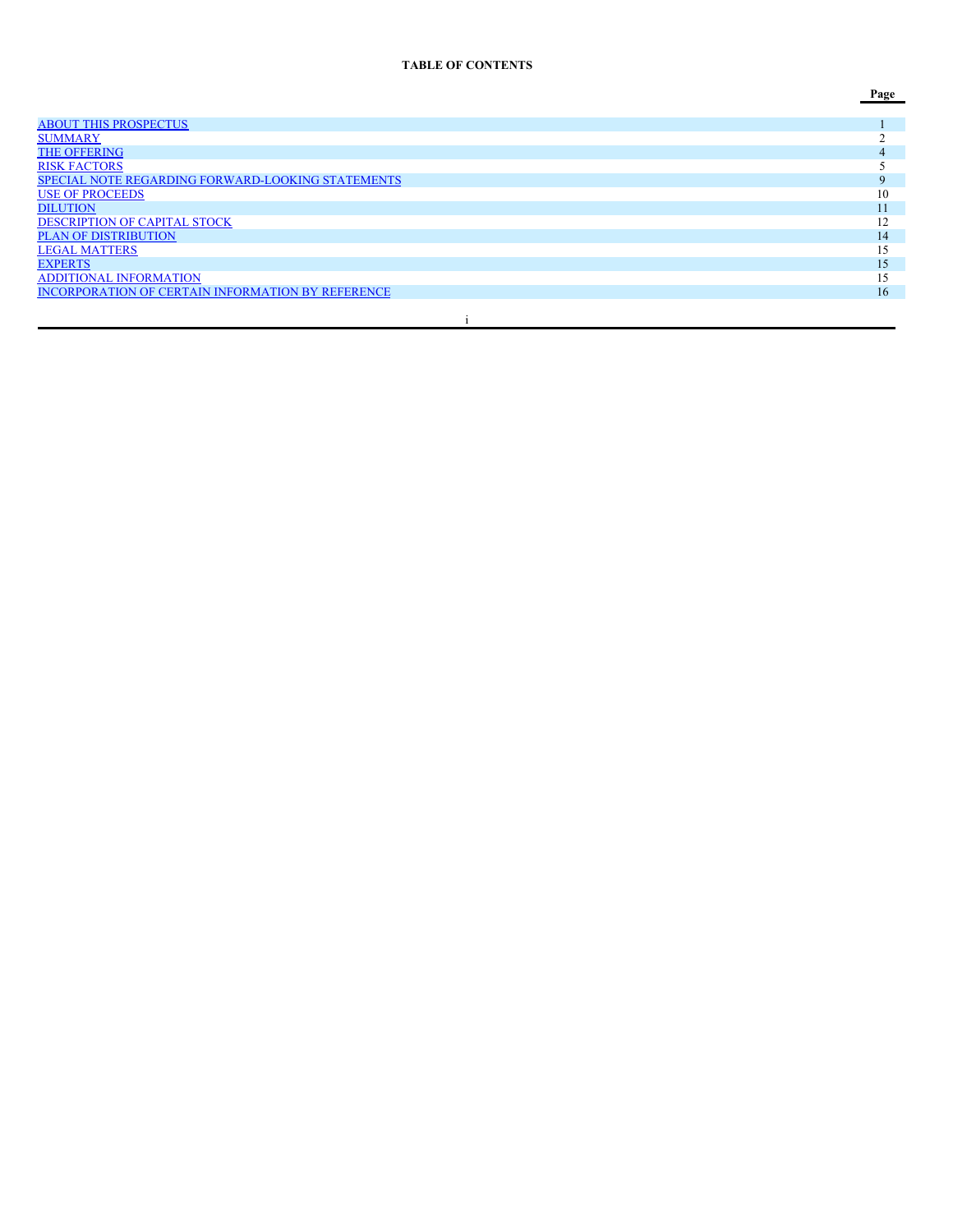**TABLE OF CONTENTS**

| | Page |
|---|---|
| ABOUT THIS PROSPECTUS | 1 |
| SUMMARY | 2 |
| THE OFFERING | 4 |
| RISK FACTORS | 5 |
| SPECIAL NOTE REGARDING FORWARD-LOOKING STATEMENTS | 9 |
| USE OF PROCEEDS | 10 |
| DILUTION | 11 |
| DESCRIPTION OF CAPITAL STOCK | 12 |
| PLAN OF DISTRIBUTION | 14 |
| LEGAL MATTERS | 15 |
| EXPERTS | 15 |
| ADDITIONAL INFORMATION | 15 |
| INCORPORATION OF CERTAIN INFORMATION BY REFERENCE | 16 |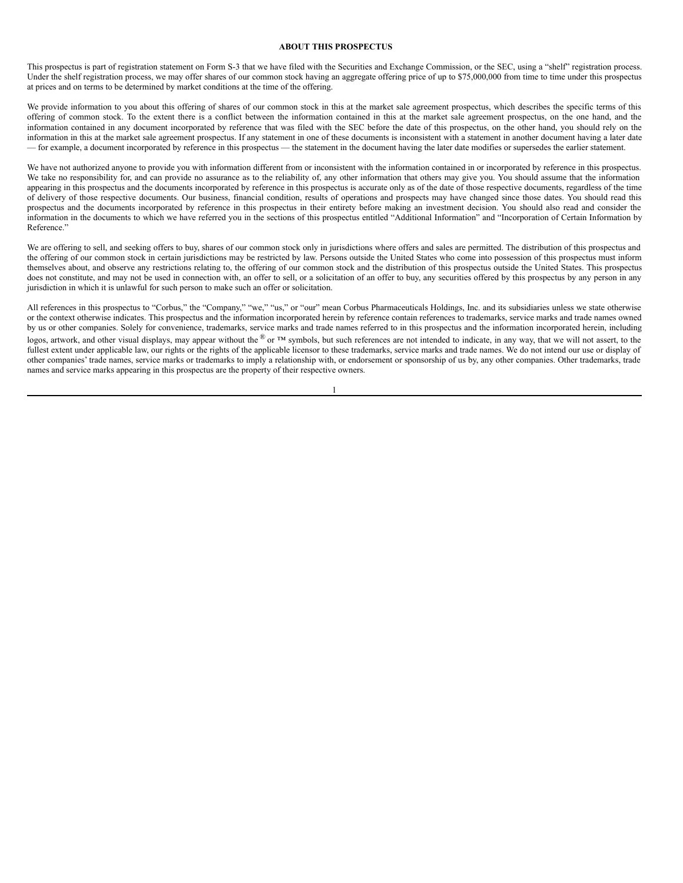**ABOUT THIS PROSPECTUS**

This prospectus is part of registration statement on Form S-3 that we have filed with the Securities and Exchange Commission, or the SEC, using a "shelf" registration process. Under the shelf registration process, we may offer shares of our common stock having an aggregate offering price of up to $75,000,000 from time to time under this prospectus at prices and on terms to be determined by market conditions at the time of the offering.

We provide information to you about this offering of shares of our common stock in this at the market sale agreement prospectus, which describes the specific terms of this offering of common stock. To the extent there is a conflict between the information contained in this at the market sale agreement prospectus, on the one hand, and the information contained in any document incorporated by reference that was filed with the SEC before the date of this prospectus, on the other hand, you should rely on the information in this at the market sale agreement prospectus. If any statement in one of these documents is inconsistent with a statement in another document having a later date — for example, a document incorporated by reference in this prospectus — the statement in the document having the later date modifies or supersedes the earlier statement.

We have not authorized anyone to provide you with information different from or inconsistent with the information contained in or incorporated by reference in this prospectus. We take no responsibility for, and can provide no assurance as to the reliability of, any other information that others may give you. You should assume that the information appearing in this prospectus and the documents incorporated by reference in this prospectus is accurate only as of the date of those respective documents, regardless of the time of delivery of those respective documents. Our business, financial condition, results of operations and prospects may have changed since those dates. You should read this prospectus and the documents incorporated by reference in this prospectus in their entirety before making an investment decision. You should also read and consider the information in the documents to which we have referred you in the sections of this prospectus entitled "Additional Information" and "Incorporation of Certain Information by Reference."

We are offering to sell, and seeking offers to buy, shares of our common stock only in jurisdictions where offers and sales are permitted. The distribution of this prospectus and the offering of our common stock in certain jurisdictions may be restricted by law. Persons outside the United States who come into possession of this prospectus must inform themselves about, and observe any restrictions relating to, the offering of our common stock and the distribution of this prospectus outside the United States. This prospectus does not constitute, and may not be used in connection with, an offer to sell, or a solicitation of an offer to buy, any securities offered by this prospectus by any person in any jurisdiction in which it is unlawful for such person to make such an offer or solicitation.

All references in this prospectus to "Corbus," the "Company," "we," "us," or "our" mean Corbus Pharmaceuticals Holdings, Inc. and its subsidiaries unless we state otherwise or the context otherwise indicates. This prospectus and the information incorporated herein by reference contain references to trademarks, service marks and trade names owned by us or other companies. Solely for convenience, trademarks, service marks and trade names referred to in this prospectus and the information incorporated herein, including logos, artwork, and other visual displays, may appear without the ® or ™ symbols, but such references are not intended to indicate, in any way, that we will not assert, to the fullest extent under applicable law, our rights or the rights of the applicable licensor to these trademarks, service marks and trade names. We do not intend our use or display of other companies' trade names, service marks or trademarks to imply a relationship with, or endorsement or sponsorship of us by, any other companies. Other trademarks, trade names and service marks appearing in this prospectus are the property of their respective owners.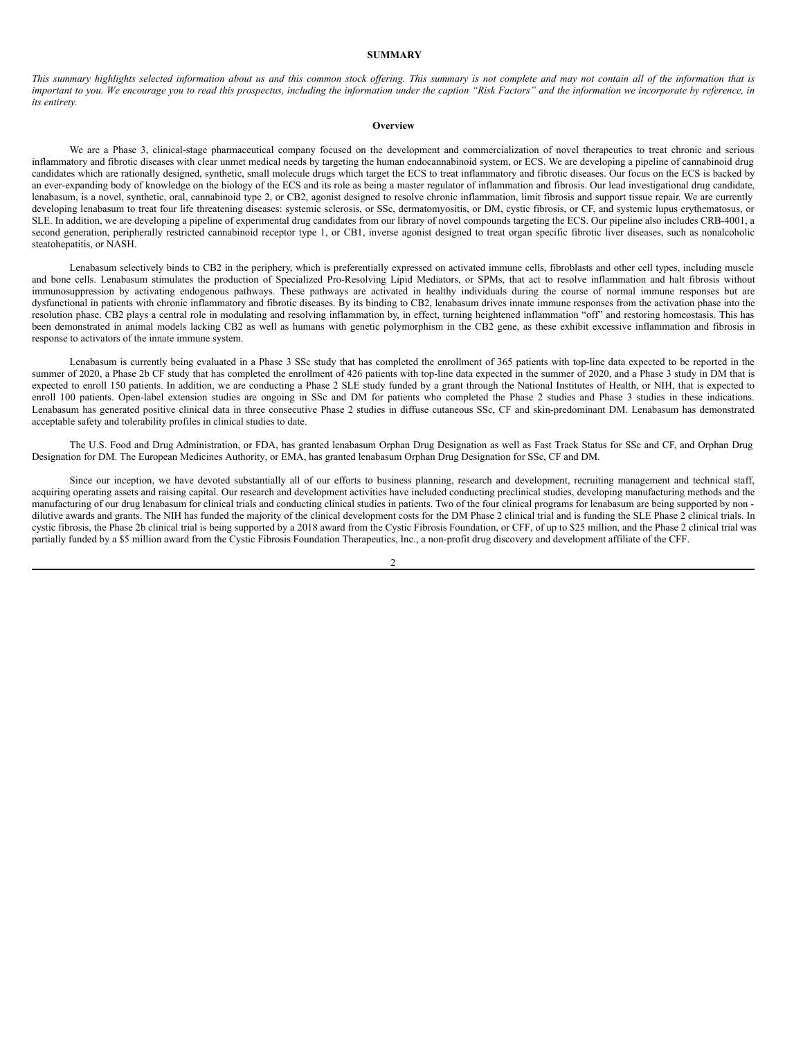## SUMMARY

*This summary highlights selected information about us and this common stock offering. This summary is not complete and may not contain all of the information that is important to you. We encourage you to read this prospectus, including the information under the caption "Risk Factors" and the information we incorporate by reference, in its entirety.*

### Overview

We are a Phase 3, clinical-stage pharmaceutical company focused on the development and commercialization of novel therapeutics to treat chronic and serious inflammatory and fibrotic diseases with clear unmet medical needs by targeting the human endocannabinoid system, or ECS. We are developing a pipeline of cannabinoid drug candidates which are rationally designed, synthetic, small molecule drugs which target the ECS to treat inflammatory and fibrotic diseases. Our focus on the ECS is backed by an ever-expanding body of knowledge on the biology of the ECS and its role as being a master regulator of inflammation and fibrosis. Our lead investigational drug candidate, lenabasum, is a novel, synthetic, oral, cannabinoid type 2, or CB2, agonist designed to resolve chronic inflammation, limit fibrosis and support tissue repair. We are currently developing lenabasum to treat four life threatening diseases: systemic sclerosis, or SSc, dermatomyositis, or DM, cystic fibrosis, or CF, and systemic lupus erythematosus, or SLE. In addition, we are developing a pipeline of experimental drug candidates from our library of novel compounds targeting the ECS. Our pipeline also includes CRB-4001, a second generation, peripherally restricted cannabinoid receptor type 1, or CB1, inverse agonist designed to treat organ specific fibrotic liver diseases, such as nonalcoholic steatohepatitis, or NASH.

Lenabasum selectively binds to CB2 in the periphery, which is preferentially expressed on activated immune cells, fibroblasts and other cell types, including muscle and bone cells. Lenabasum stimulates the production of Specialized Pro-Resolving Lipid Mediators, or SPMs, that act to resolve inflammation and halt fibrosis without immunosuppression by activating endogenous pathways. These pathways are activated in healthy individuals during the course of normal immune responses but are dysfunctional in patients with chronic inflammatory and fibrotic diseases. By its binding to CB2, lenabasum drives innate immune responses from the activation phase into the resolution phase. CB2 plays a central role in modulating and resolving inflammation by, in effect, turning heightened inflammation "off" and restoring homeostasis. This has been demonstrated in animal models lacking CB2 as well as humans with genetic polymorphism in the CB2 gene, as these exhibit excessive inflammation and fibrosis in response to activators of the innate immune system.

Lenabasum is currently being evaluated in a Phase 3 SSc study that has completed the enrollment of 365 patients with top-line data expected to be reported in the summer of 2020, a Phase 2b CF study that has completed the enrollment of 426 patients with top-line data expected in the summer of 2020, and a Phase 3 study in DM that is expected to enroll 150 patients. In addition, we are conducting a Phase 2 SLE study funded by a grant through the National Institutes of Health, or NIH, that is expected to enroll 100 patients. Open-label extension studies are ongoing in SSc and DM for patients who completed the Phase 2 studies and Phase 3 studies in these indications. Lenabasum has generated positive clinical data in three consecutive Phase 2 studies in diffuse cutaneous SSc, CF and skin-predominant DM. Lenabasum has demonstrated acceptable safety and tolerability profiles in clinical studies to date.

The U.S. Food and Drug Administration, or FDA, has granted lenabasum Orphan Drug Designation as well as Fast Track Status for SSc and CF, and Orphan Drug Designation for DM. The European Medicines Authority, or EMA, has granted lenabasum Orphan Drug Designation for SSc, CF and DM.

Since our inception, we have devoted substantially all of our efforts to business planning, research and development, recruiting management and technical staff, acquiring operating assets and raising capital. Our research and development activities have included conducting preclinical studies, developing manufacturing methods and the manufacturing of our drug lenabasum for clinical trials and conducting clinical studies in patients. Two of the four clinical programs for lenabasum are being supported by non-dilutive awards and grants. The NIH has funded the majority of the clinical development costs for the DM Phase 2 clinical trial and is funding the SLE Phase 2 clinical trials. In cystic fibrosis, the Phase 2b clinical trial is being supported by a 2018 award from the Cystic Fibrosis Foundation, or CFF, of up to $25 million, and the Phase 2 clinical trial was partially funded by a $5 million award from the Cystic Fibrosis Foundation Therapeutics, Inc., a non-profit drug discovery and development affiliate of the CFF.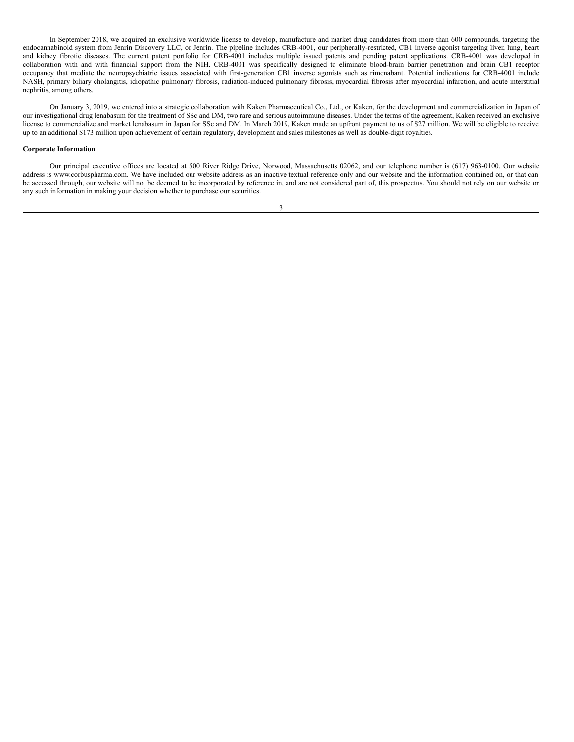In September 2018, we acquired an exclusive worldwide license to develop, manufacture and market drug candidates from more than 600 compounds, targeting the endocannabinoid system from Jenrin Discovery LLC, or Jenrin. The pipeline includes CRB-4001, our peripherally-restricted, CB1 inverse agonist targeting liver, lung, heart and kidney fibrotic diseases. The current patent portfolio for CRB-4001 includes multiple issued patents and pending patent applications. CRB-4001 was developed in collaboration with and with financial support from the NIH. CRB-4001 was specifically designed to eliminate blood-brain barrier penetration and brain CB1 receptor occupancy that mediate the neuropsychiatric issues associated with first-generation CB1 inverse agonists such as rimonabant. Potential indications for CRB-4001 include NASH, primary biliary cholangitis, idiopathic pulmonary fibrosis, radiation-induced pulmonary fibrosis, myocardial fibrosis after myocardial infarction, and acute interstitial nephritis, among others.

On January 3, 2019, we entered into a strategic collaboration with Kaken Pharmaceutical Co., Ltd., or Kaken, for the development and commercialization in Japan of our investigational drug lenabasum for the treatment of SSc and DM, two rare and serious autoimmune diseases. Under the terms of the agreement, Kaken received an exclusive license to commercialize and market lenabasum in Japan for SSc and DM. In March 2019, Kaken made an upfront payment to us of $27 million. We will be eligible to receive up to an additional $173 million upon achievement of certain regulatory, development and sales milestones as well as double-digit royalties.

**Corporate Information**

Our principal executive offices are located at 500 River Ridge Drive, Norwood, Massachusetts 02062, and our telephone number is (617) 963-0100. Our website address is www.corbuspharma.com. We have included our website address as an inactive textual reference only and our website and the information contained on, or that can be accessed through, our website will not be deemed to be incorporated by reference in, and are not considered part of, this prospectus. You should not rely on our website or any such information in making your decision whether to purchase our securities.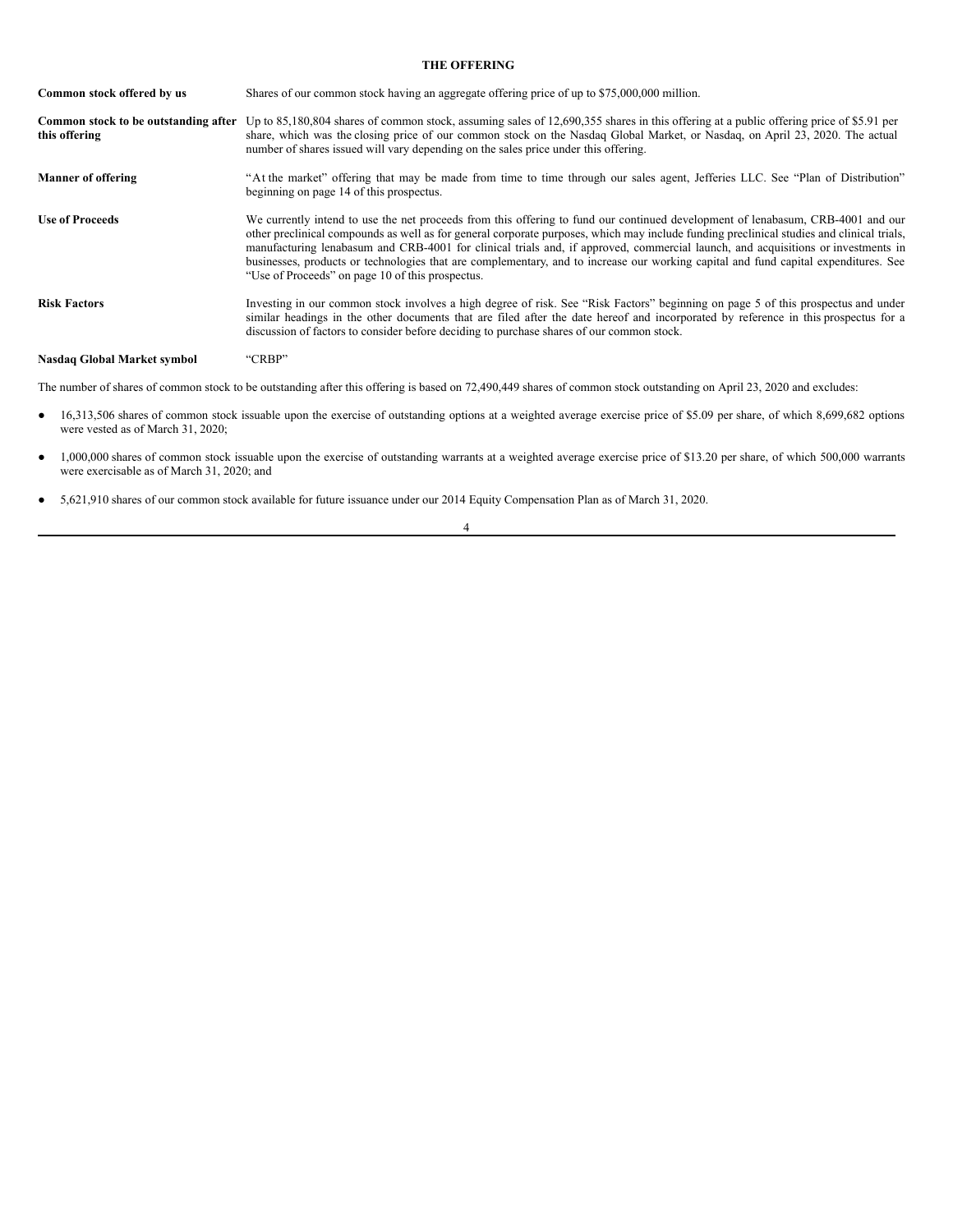## THE OFFERING

| | |
|---|---|
| **Common stock offered by us** | Shares of our common stock having an aggregate offering price of up to $75,000,000 million. |
| **Common stock to be outstanding after this offering** | Up to 85,180,804 shares of common stock, assuming sales of 12,690,355 shares in this offering at a public offering price of $5.91 per share, which was the closing price of our common stock on the Nasdaq Global Market, or Nasdaq, on April 23, 2020. The actual number of shares issued will vary depending on the sales price under this offering. |
| **Manner of offering** | "At the market" offering that may be made from time to time through our sales agent, Jefferies LLC. See "Plan of Distribution" beginning on page 14 of this prospectus. |
| **Use of Proceeds** | We currently intend to use the net proceeds from this offering to fund our continued development of lenabasum, CRB-4001 and our other preclinical compounds as well as for general corporate purposes, which may include funding preclinical studies and clinical trials, manufacturing lenabasum and CRB-4001 for clinical trials and, if approved, commercial launch, and acquisitions or investments in businesses, products or technologies that are complementary, and to increase our working capital and fund capital expenditures. See "Use of Proceeds" on page 10 of this prospectus. |
| **Risk Factors** | Investing in our common stock involves a high degree of risk. See "Risk Factors" beginning on page 5 of this prospectus and under similar headings in the other documents that are filed after the date hereof and incorporated by reference in this prospectus for a discussion of factors to consider before deciding to purchase shares of our common stock. |
| **Nasdaq Global Market symbol** | "CRBP" |

The number of shares of common stock to be outstanding after this offering is based on 72,490,449 shares of common stock outstanding on April 23, 2020 and excludes:

- 16,313,506 shares of common stock issuable upon the exercise of outstanding options at a weighted average exercise price of $5.09 per share, of which 8,699,682 options were vested as of March 31, 2020;
- 1,000,000 shares of common stock issuable upon the exercise of outstanding warrants at a weighted average exercise price of $13.20 per share, of which 500,000 warrants were exercisable as of March 31, 2020; and
- 5,621,910 shares of our common stock available for future issuance under our 2014 Equity Compensation Plan as of March 31, 2020.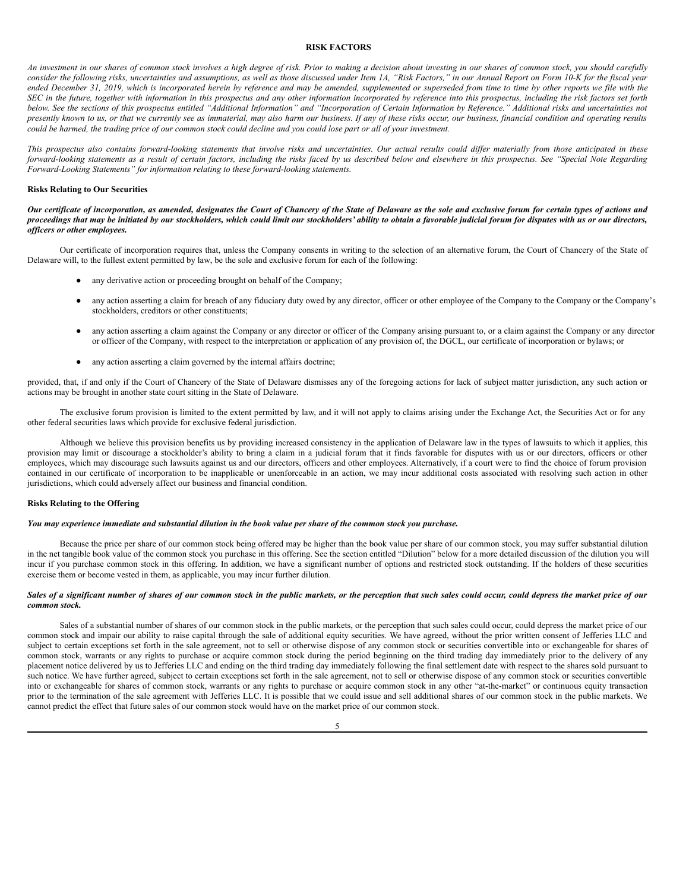## RISK FACTORS

*An investment in our shares of common stock involves a high degree of risk. Prior to making a decision about investing in our shares of common stock, you should carefully consider the following risks, uncertainties and assumptions, as well as those discussed under Item 1A, "Risk Factors," in our Annual Report on Form 10-K for the fiscal year ended December 31, 2019, which is incorporated herein by reference and may be amended, supplemented or superseded from time to time by other reports we file with the SEC in the future, together with information in this prospectus and any other information incorporated by reference into this prospectus, including the risk factors set forth below. See the sections of this prospectus entitled "Additional Information" and "Incorporation of Certain Information by Reference." Additional risks and uncertainties not presently known to us, or that we currently see as immaterial, may also harm our business. If any of these risks occur, our business, financial condition and operating results could be harmed, the trading price of our common stock could decline and you could lose part or all of your investment.*

*This prospectus also contains forward-looking statements that involve risks and uncertainties. Our actual results could differ materially from those anticipated in these forward-looking statements as a result of certain factors, including the risks faced by us described below and elsewhere in this prospectus. See "Special Note Regarding Forward-Looking Statements" for information relating to these forward-looking statements.*

### Risks Relating to Our Securities

***Our certificate of incorporation, as amended, designates the Court of Chancery of the State of Delaware as the sole and exclusive forum for certain types of actions and proceedings that may be initiated by our stockholders, which could limit our stockholders' ability to obtain a favorable judicial forum for disputes with us or our directors, officers or other employees.***

Our certificate of incorporation requires that, unless the Company consents in writing to the selection of an alternative forum, the Court of Chancery of the State of Delaware will, to the fullest extent permitted by law, be the sole and exclusive forum for each of the following:

- any derivative action or proceeding brought on behalf of the Company;
- any action asserting a claim for breach of any fiduciary duty owed by any director, officer or other employee of the Company to the Company or the Company's stockholders, creditors or other constituents;
- any action asserting a claim against the Company or any director or officer of the Company arising pursuant to, or a claim against the Company or any director or officer of the Company, with respect to the interpretation or application of any provision of, the DGCL, our certificate of incorporation or bylaws; or
- any action asserting a claim governed by the internal affairs doctrine;

provided, that, if and only if the Court of Chancery of the State of Delaware dismisses any of the foregoing actions for lack of subject matter jurisdiction, any such action or actions may be brought in another state court sitting in the State of Delaware.

The exclusive forum provision is limited to the extent permitted by law, and it will not apply to claims arising under the Exchange Act, the Securities Act or for any other federal securities laws which provide for exclusive federal jurisdiction.

Although we believe this provision benefits us by providing increased consistency in the application of Delaware law in the types of lawsuits to which it applies, this provision may limit or discourage a stockholder's ability to bring a claim in a judicial forum that it finds favorable for disputes with us or our directors, officers or other employees, which may discourage such lawsuits against us and our directors, officers and other employees. Alternatively, if a court were to find the choice of forum provision contained in our certificate of incorporation to be inapplicable or unenforceable in an action, we may incur additional costs associated with resolving such action in other jurisdictions, which could adversely affect our business and financial condition.

### Risks Relating to the Offering

***You may experience immediate and substantial dilution in the book value per share of the common stock you purchase.***

Because the price per share of our common stock being offered may be higher than the book value per share of our common stock, you may suffer substantial dilution in the net tangible book value of the common stock you purchase in this offering. See the section entitled "Dilution" below for a more detailed discussion of the dilution you will incur if you purchase common stock in this offering. In addition, we have a significant number of options and restricted stock outstanding. If the holders of these securities exercise them or become vested in them, as applicable, you may incur further dilution.

***Sales of a significant number of shares of our common stock in the public markets, or the perception that such sales could occur, could depress the market price of our common stock.***

Sales of a substantial number of shares of our common stock in the public markets, or the perception that such sales could occur, could depress the market price of our common stock and impair our ability to raise capital through the sale of additional equity securities. We have agreed, without the prior written consent of Jefferies LLC and subject to certain exceptions set forth in the sale agreement, not to sell or otherwise dispose of any common stock or securities convertible into or exchangeable for shares of common stock, warrants or any rights to purchase or acquire common stock during the period beginning on the third trading day immediately prior to the delivery of any placement notice delivered by us to Jefferies LLC and ending on the third trading day immediately following the final settlement date with respect to the shares sold pursuant to such notice. We have further agreed, subject to certain exceptions set forth in the sale agreement, not to sell or otherwise dispose of any common stock or securities convertible into or exchangeable for shares of common stock, warrants or any rights to purchase or acquire common stock in any other "at-the-market" or continuous equity transaction prior to the termination of the sale agreement with Jefferies LLC. It is possible that we could issue and sell additional shares of our common stock in the public markets. We cannot predict the effect that future sales of our common stock would have on the market price of our common stock.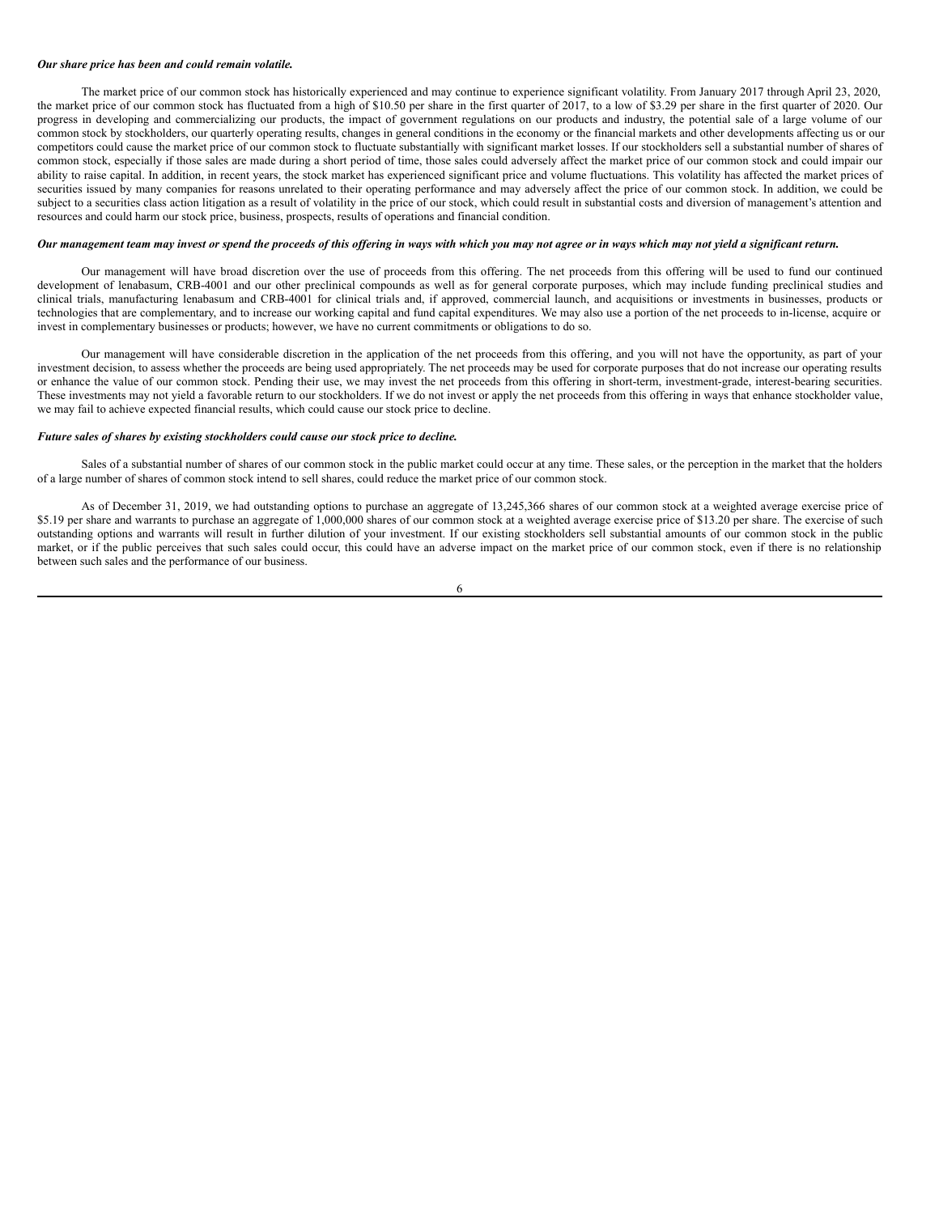***Our share price has been and could remain volatile.***

The market price of our common stock has historically experienced and may continue to experience significant volatility. From January 2017 through April 23, 2020, the market price of our common stock has fluctuated from a high of $10.50 per share in the first quarter of 2017, to a low of $3.29 per share in the first quarter of 2020. Our progress in developing and commercializing our products, the impact of government regulations on our products and industry, the potential sale of a large volume of our common stock by stockholders, our quarterly operating results, changes in general conditions in the economy or the financial markets and other developments affecting us or our competitors could cause the market price of our common stock to fluctuate substantially with significant market losses. If our stockholders sell a substantial number of shares of common stock, especially if those sales are made during a short period of time, those sales could adversely affect the market price of our common stock and could impair our ability to raise capital. In addition, in recent years, the stock market has experienced significant price and volume fluctuations. This volatility has affected the market prices of securities issued by many companies for reasons unrelated to their operating performance and may adversely affect the price of our common stock. In addition, we could be subject to a securities class action litigation as a result of volatility in the price of our stock, which could result in substantial costs and diversion of management's attention and resources and could harm our stock price, business, prospects, results of operations and financial condition.

***Our management team may invest or spend the proceeds of this offering in ways with which you may not agree or in ways which may not yield a significant return.***

Our management will have broad discretion over the use of proceeds from this offering. The net proceeds from this offering will be used to fund our continued development of lenabasum, CRB-4001 and our other preclinical compounds as well as for general corporate purposes, which may include funding preclinical studies and clinical trials, manufacturing lenabasum and CRB-4001 for clinical trials and, if approved, commercial launch, and acquisitions or investments in businesses, products or technologies that are complementary, and to increase our working capital and fund capital expenditures. We may also use a portion of the net proceeds to in-license, acquire or invest in complementary businesses or products; however, we have no current commitments or obligations to do so.

Our management will have considerable discretion in the application of the net proceeds from this offering, and you will not have the opportunity, as part of your investment decision, to assess whether the proceeds are being used appropriately. The net proceeds may be used for corporate purposes that do not increase our operating results or enhance the value of our common stock. Pending their use, we may invest the net proceeds from this offering in short-term, investment-grade, interest-bearing securities. These investments may not yield a favorable return to our stockholders. If we do not invest or apply the net proceeds from this offering in ways that enhance stockholder value, we may fail to achieve expected financial results, which could cause our stock price to decline.

***Future sales of shares by existing stockholders could cause our stock price to decline.***

Sales of a substantial number of shares of our common stock in the public market could occur at any time. These sales, or the perception in the market that the holders of a large number of shares of common stock intend to sell shares, could reduce the market price of our common stock.

As of December 31, 2019, we had outstanding options to purchase an aggregate of 13,245,366 shares of our common stock at a weighted average exercise price of $5.19 per share and warrants to purchase an aggregate of 1,000,000 shares of our common stock at a weighted average exercise price of $13.20 per share. The exercise of such outstanding options and warrants will result in further dilution of your investment. If our existing stockholders sell substantial amounts of our common stock in the public market, or if the public perceives that such sales could occur, this could have an adverse impact on the market price of our common stock, even if there is no relationship between such sales and the performance of our business.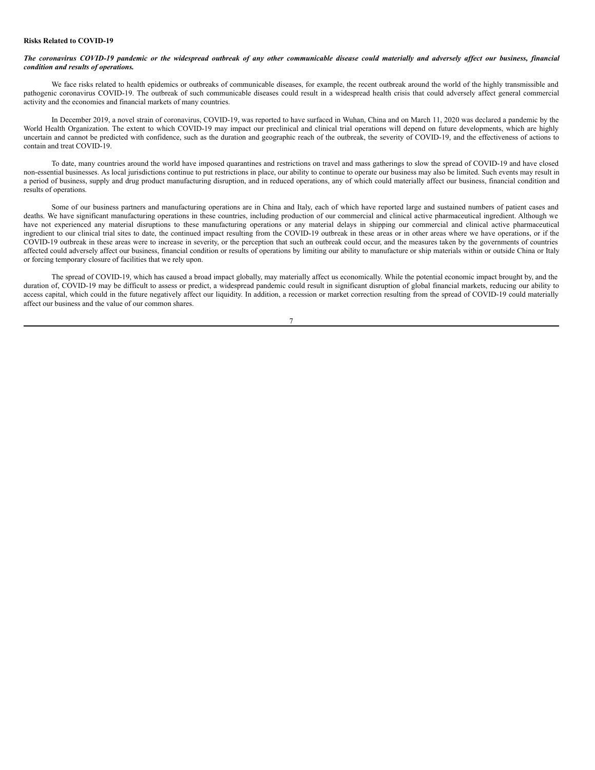**Risks Related to COVID-19**

***The coronavirus COVID-19 pandemic or the widespread outbreak of any other communicable disease could materially and adversely affect our business, financial condition and results of operations.***

We face risks related to health epidemics or outbreaks of communicable diseases, for example, the recent outbreak around the world of the highly transmissible and pathogenic coronavirus COVID-19. The outbreak of such communicable diseases could result in a widespread health crisis that could adversely affect general commercial activity and the economies and financial markets of many countries.

In December 2019, a novel strain of coronavirus, COVID-19, was reported to have surfaced in Wuhan, China and on March 11, 2020 was declared a pandemic by the World Health Organization. The extent to which COVID-19 may impact our preclinical and clinical trial operations will depend on future developments, which are highly uncertain and cannot be predicted with confidence, such as the duration and geographic reach of the outbreak, the severity of COVID-19, and the effectiveness of actions to contain and treat COVID-19.

To date, many countries around the world have imposed quarantines and restrictions on travel and mass gatherings to slow the spread of COVID-19 and have closed non-essential businesses. As local jurisdictions continue to put restrictions in place, our ability to continue to operate our business may also be limited. Such events may result in a period of business, supply and drug product manufacturing disruption, and in reduced operations, any of which could materially affect our business, financial condition and results of operations.

Some of our business partners and manufacturing operations are in China and Italy, each of which have reported large and sustained numbers of patient cases and deaths. We have significant manufacturing operations in these countries, including production of our commercial and clinical active pharmaceutical ingredient. Although we have not experienced any material disruptions to these manufacturing operations or any material delays in shipping our commercial and clinical active pharmaceutical ingredient to our clinical trial sites to date, the continued impact resulting from the COVID-19 outbreak in these areas or in other areas where we have operations, or if the COVID-19 outbreak in these areas were to increase in severity, or the perception that such an outbreak could occur, and the measures taken by the governments of countries affected could adversely affect our business, financial condition or results of operations by limiting our ability to manufacture or ship materials within or outside China or Italy or forcing temporary closure of facilities that we rely upon.

The spread of COVID-19, which has caused a broad impact globally, may materially affect us economically. While the potential economic impact brought by, and the duration of, COVID-19 may be difficult to assess or predict, a widespread pandemic could result in significant disruption of global financial markets, reducing our ability to access capital, which could in the future negatively affect our liquidity. In addition, a recession or market correction resulting from the spread of COVID-19 could materially affect our business and the value of our common shares.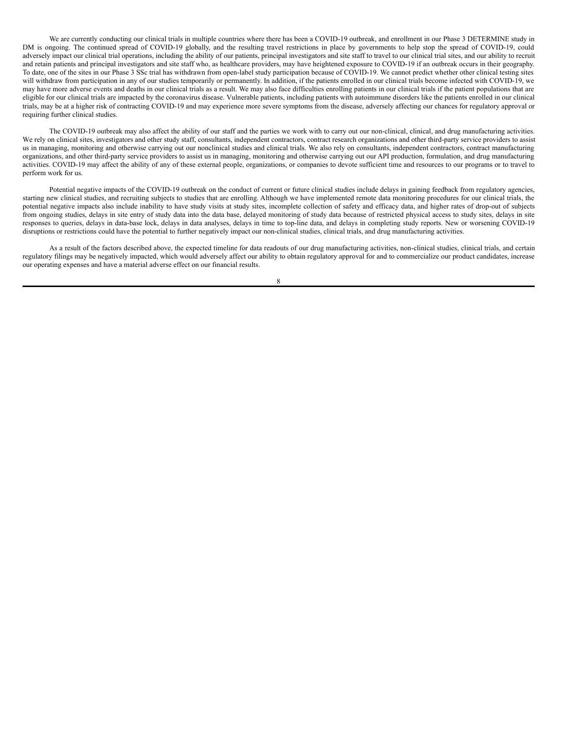We are currently conducting our clinical trials in multiple countries where there has been a COVID-19 outbreak, and enrollment in our Phase 3 DETERMINE study in DM is ongoing. The continued spread of COVID-19 globally, and the resulting travel restrictions in place by governments to help stop the spread of COVID-19, could adversely impact our clinical trial operations, including the ability of our patients, principal investigators and site staff to travel to our clinical trial sites, and our ability to recruit and retain patients and principal investigators and site staff who, as healthcare providers, may have heightened exposure to COVID-19 if an outbreak occurs in their geography. To date, one of the sites in our Phase 3 SSc trial has withdrawn from open-label study participation because of COVID-19. We cannot predict whether other clinical testing sites will withdraw from participation in any of our studies temporarily or permanently. In addition, if the patients enrolled in our clinical trials become infected with COVID-19, we may have more adverse events and deaths in our clinical trials as a result. We may also face difficulties enrolling patients in our clinical trials if the patient populations that are eligible for our clinical trials are impacted by the coronavirus disease. Vulnerable patients, including patients with autoimmune disorders like the patients enrolled in our clinical trials, may be at a higher risk of contracting COVID-19 and may experience more severe symptoms from the disease, adversely affecting our chances for regulatory approval or requiring further clinical studies.

The COVID-19 outbreak may also affect the ability of our staff and the parties we work with to carry out our non-clinical, clinical, and drug manufacturing activities. We rely on clinical sites, investigators and other study staff, consultants, independent contractors, contract research organizations and other third-party service providers to assist us in managing, monitoring and otherwise carrying out our nonclinical studies and clinical trials. We also rely on consultants, independent contractors, contract manufacturing organizations, and other third-party service providers to assist us in managing, monitoring and otherwise carrying out our API production, formulation, and drug manufacturing activities. COVID-19 may affect the ability of any of these external people, organizations, or companies to devote sufficient time and resources to our programs or to travel to perform work for us.

Potential negative impacts of the COVID-19 outbreak on the conduct of current or future clinical studies include delays in gaining feedback from regulatory agencies, starting new clinical studies, and recruiting subjects to studies that are enrolling. Although we have implemented remote data monitoring procedures for our clinical trials, the potential negative impacts also include inability to have study visits at study sites, incomplete collection of safety and efficacy data, and higher rates of drop-out of subjects from ongoing studies, delays in site entry of study data into the data base, delayed monitoring of study data because of restricted physical access to study sites, delays in site responses to queries, delays in data-base lock, delays in data analyses, delays in time to top-line data, and delays in completing study reports. New or worsening COVID-19 disruptions or restrictions could have the potential to further negatively impact our non-clinical studies, clinical trials, and drug manufacturing activities.

As a result of the factors described above, the expected timeline for data readouts of our drug manufacturing activities, non-clinical studies, clinical trials, and certain regulatory filings may be negatively impacted, which would adversely affect our ability to obtain regulatory approval for and to commercialize our product candidates, increase our operating expenses and have a material adverse effect on our financial results.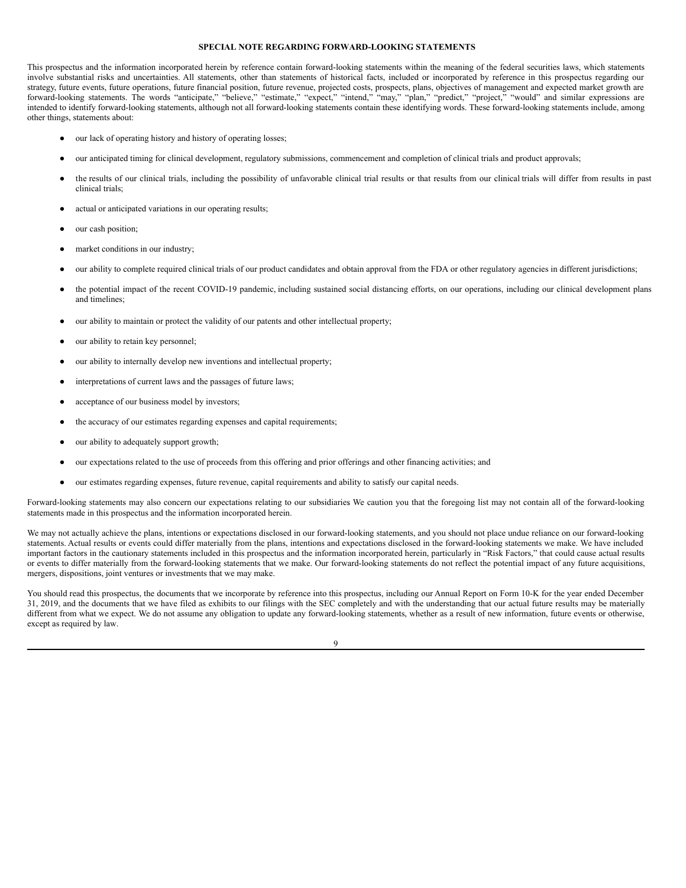## SPECIAL NOTE REGARDING FORWARD-LOOKING STATEMENTS

This prospectus and the information incorporated herein by reference contain forward-looking statements within the meaning of the federal securities laws, which statements involve substantial risks and uncertainties. All statements, other than statements of historical facts, included or incorporated by reference in this prospectus regarding our strategy, future events, future operations, future financial position, future revenue, projected costs, prospects, plans, objectives of management and expected market growth are forward-looking statements. The words "anticipate," "believe," "estimate," "expect," "intend," "may," "plan," "predict," "project," "would" and similar expressions are intended to identify forward-looking statements, although not all forward-looking statements contain these identifying words. These forward-looking statements include, among other things, statements about:

- our lack of operating history and history of operating losses;
- our anticipated timing for clinical development, regulatory submissions, commencement and completion of clinical trials and product approvals;
- the results of our clinical trials, including the possibility of unfavorable clinical trial results or that results from our clinical trials will differ from results in past clinical trials;
- actual or anticipated variations in our operating results;
- our cash position;
- market conditions in our industry;
- our ability to complete required clinical trials of our product candidates and obtain approval from the FDA or other regulatory agencies in different jurisdictions;
- the potential impact of the recent COVID-19 pandemic, including sustained social distancing efforts, on our operations, including our clinical development plans and timelines;
- our ability to maintain or protect the validity of our patents and other intellectual property;
- our ability to retain key personnel;
- our ability to internally develop new inventions and intellectual property;
- interpretations of current laws and the passages of future laws;
- acceptance of our business model by investors;
- the accuracy of our estimates regarding expenses and capital requirements;
- our ability to adequately support growth;
- our expectations related to the use of proceeds from this offering and prior offerings and other financing activities; and
- our estimates regarding expenses, future revenue, capital requirements and ability to satisfy our capital needs.

Forward-looking statements may also concern our expectations relating to our subsidiaries We caution you that the foregoing list may not contain all of the forward-looking statements made in this prospectus and the information incorporated herein.

We may not actually achieve the plans, intentions or expectations disclosed in our forward-looking statements, and you should not place undue reliance on our forward-looking statements. Actual results or events could differ materially from the plans, intentions and expectations disclosed in the forward-looking statements we make. We have included important factors in the cautionary statements included in this prospectus and the information incorporated herein, particularly in "Risk Factors," that could cause actual results or events to differ materially from the forward-looking statements that we make. Our forward-looking statements do not reflect the potential impact of any future acquisitions, mergers, dispositions, joint ventures or investments that we may make.

You should read this prospectus, the documents that we incorporate by reference into this prospectus, including our Annual Report on Form 10-K for the year ended December 31, 2019, and the documents that we have filed as exhibits to our filings with the SEC completely and with the understanding that our actual future results may be materially different from what we expect. We do not assume any obligation to update any forward-looking statements, whether as a result of new information, future events or otherwise, except as required by law.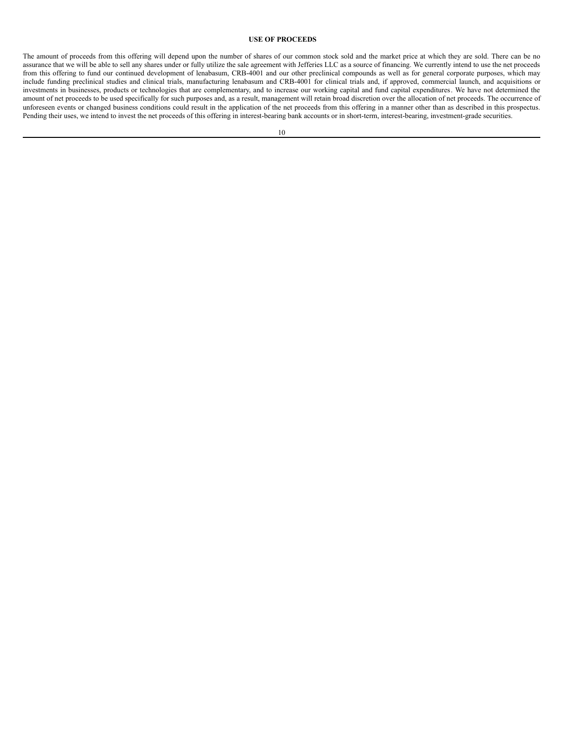## USE OF PROCEEDS

The amount of proceeds from this offering will depend upon the number of shares of our common stock sold and the market price at which they are sold. There can be no assurance that we will be able to sell any shares under or fully utilize the sale agreement with Jefferies LLC as a source of financing. We currently intend to use the net proceeds from this offering to fund our continued development of lenabasum, CRB-4001 and our other preclinical compounds as well as for general corporate purposes, which may include funding preclinical studies and clinical trials, manufacturing lenabasum and CRB-4001 for clinical trials and, if approved, commercial launch, and acquisitions or investments in businesses, products or technologies that are complementary, and to increase our working capital and fund capital expenditures. We have not determined the amount of net proceeds to be used specifically for such purposes and, as a result, management will retain broad discretion over the allocation of net proceeds. The occurrence of unforeseen events or changed business conditions could result in the application of the net proceeds from this offering in a manner other than as described in this prospectus. Pending their uses, we intend to invest the net proceeds of this offering in interest-bearing bank accounts or in short-term, interest-bearing, investment-grade securities.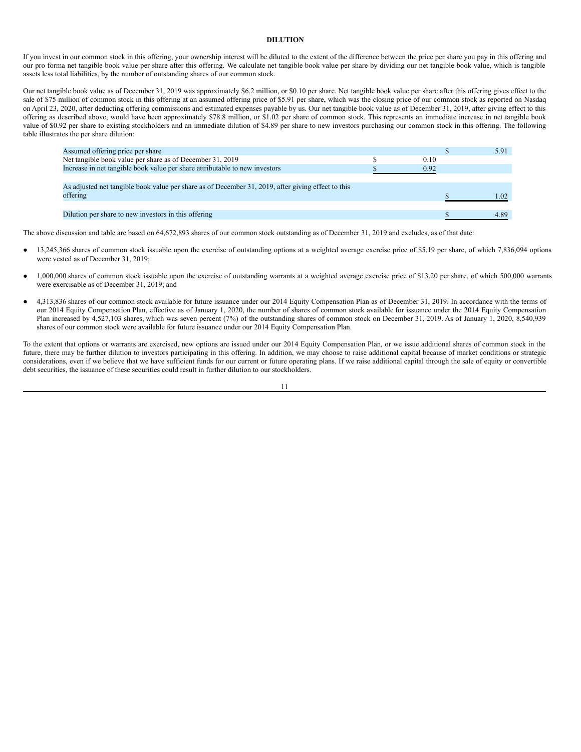# DILUTION

If you invest in our common stock in this offering, your ownership interest will be diluted to the extent of the difference between the price per share you pay in this offering and our pro forma net tangible book value per share after this offering. We calculate net tangible book value per share by dividing our net tangible book value, which is tangible assets less total liabilities, by the number of outstanding shares of our common stock.

Our net tangible book value as of December 31, 2019 was approximately $6.2 million, or $0.10 per share. Net tangible book value per share after this offering gives effect to the sale of $75 million of common stock in this offering at an assumed offering price of $5.91 per share, which was the closing price of our common stock as reported on Nasdaq on April 23, 2020, after deducting offering commissions and estimated expenses payable by us. Our net tangible book value as of December 31, 2019, after giving effect to this offering as described above, would have been approximately $78.8 million, or $1.02 per share of common stock. This represents an immediate increase in net tangible book value of $0.92 per share to existing stockholders and an immediate dilution of $4.89 per share to new investors purchasing our common stock in this offering. The following table illustrates the per share dilution:

| | | |
|---|---|---|
| Assumed offering price per share | | $ 5.91 |
| Net tangible book value per share as of December 31, 2019 | $ 0.10 | |
| Increase in net tangible book value per share attributable to new investors | $ 0.92 | |
| As adjusted net tangible book value per share as of December 31, 2019, after giving effect to this offering | | $ 1.02 |
| Dilution per share to new investors in this offering | | $ 4.89 |

The above discussion and table are based on 64,672,893 shares of our common stock outstanding as of December 31, 2019 and excludes, as of that date:

- 13,245,366 shares of common stock issuable upon the exercise of outstanding options at a weighted average exercise price of $5.19 per share, of which 7,836,094 options were vested as of December 31, 2019;
- 1,000,000 shares of common stock issuable upon the exercise of outstanding warrants at a weighted average exercise price of $13.20 per share, of which 500,000 warrants were exercisable as of December 31, 2019; and
- 4,313,836 shares of our common stock available for future issuance under our 2014 Equity Compensation Plan as of December 31, 2019. In accordance with the terms of our 2014 Equity Compensation Plan, effective as of January 1, 2020, the number of shares of common stock available for issuance under the 2014 Equity Compensation Plan increased by 4,527,103 shares, which was seven percent (7%) of the outstanding shares of common stock on December 31, 2019. As of January 1, 2020, 8,540,939 shares of our common stock were available for future issuance under our 2014 Equity Compensation Plan.

To the extent that options or warrants are exercised, new options are issued under our 2014 Equity Compensation Plan, or we issue additional shares of common stock in the future, there may be further dilution to investors participating in this offering. In addition, we may choose to raise additional capital because of market conditions or strategic considerations, even if we believe that we have sufficient funds for our current or future operating plans. If we raise additional capital through the sale of equity or convertible debt securities, the issuance of these securities could result in further dilution to our stockholders.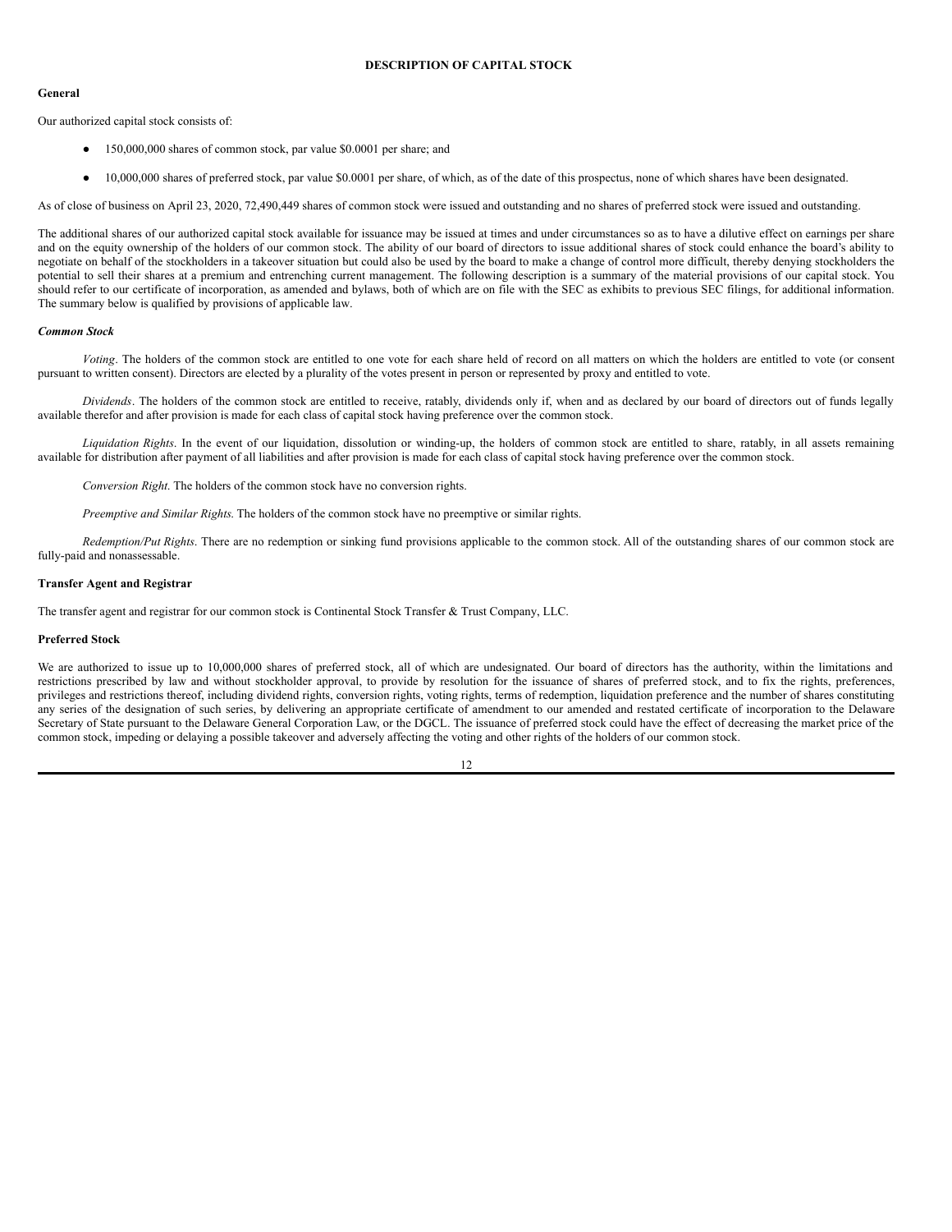## DESCRIPTION OF CAPITAL STOCK

### General

Our authorized capital stock consists of:

- 150,000,000 shares of common stock, par value $0.0001 per share; and
- 10,000,000 shares of preferred stock, par value $0.0001 per share, of which, as of the date of this prospectus, none of which shares have been designated.

As of close of business on April 23, 2020, 72,490,449 shares of common stock were issued and outstanding and no shares of preferred stock were issued and outstanding.

The additional shares of our authorized capital stock available for issuance may be issued at times and under circumstances so as to have a dilutive effect on earnings per share and on the equity ownership of the holders of our common stock. The ability of our board of directors to issue additional shares of stock could enhance the board's ability to negotiate on behalf of the stockholders in a takeover situation but could also be used by the board to make a change of control more difficult, thereby denying stockholders the potential to sell their shares at a premium and entrenching current management. The following description is a summary of the material provisions of our capital stock. You should refer to our certificate of incorporation, as amended and bylaws, both of which are on file with the SEC as exhibits to previous SEC filings, for additional information. The summary below is qualified by provisions of applicable law.

### *Common Stock*

*Voting*. The holders of the common stock are entitled to one vote for each share held of record on all matters on which the holders are entitled to vote (or consent pursuant to written consent). Directors are elected by a plurality of the votes present in person or represented by proxy and entitled to vote.

*Dividends*. The holders of the common stock are entitled to receive, ratably, dividends only if, when and as declared by our board of directors out of funds legally available therefor and after provision is made for each class of capital stock having preference over the common stock.

*Liquidation Rights*. In the event of our liquidation, dissolution or winding-up, the holders of common stock are entitled to share, ratably, in all assets remaining available for distribution after payment of all liabilities and after provision is made for each class of capital stock having preference over the common stock.

*Conversion Right*. The holders of the common stock have no conversion rights.

*Preemptive and Similar Rights*. The holders of the common stock have no preemptive or similar rights.

*Redemption/Put Rights*. There are no redemption or sinking fund provisions applicable to the common stock. All of the outstanding shares of our common stock are fully-paid and nonassessable.

### Transfer Agent and Registrar

The transfer agent and registrar for our common stock is Continental Stock Transfer & Trust Company, LLC.

### Preferred Stock

We are authorized to issue up to 10,000,000 shares of preferred stock, all of which are undesignated. Our board of directors has the authority, within the limitations and restrictions prescribed by law and without stockholder approval, to provide by resolution for the issuance of shares of preferred stock, and to fix the rights, preferences, privileges and restrictions thereof, including dividend rights, conversion rights, voting rights, terms of redemption, liquidation preference and the number of shares constituting any series of the designation of such series, by delivering an appropriate certificate of amendment to our amended and restated certificate of incorporation to the Delaware Secretary of State pursuant to the Delaware General Corporation Law, or the DGCL. The issuance of preferred stock could have the effect of decreasing the market price of the common stock, impeding or delaying a possible takeover and adversely affecting the voting and other rights of the holders of our common stock.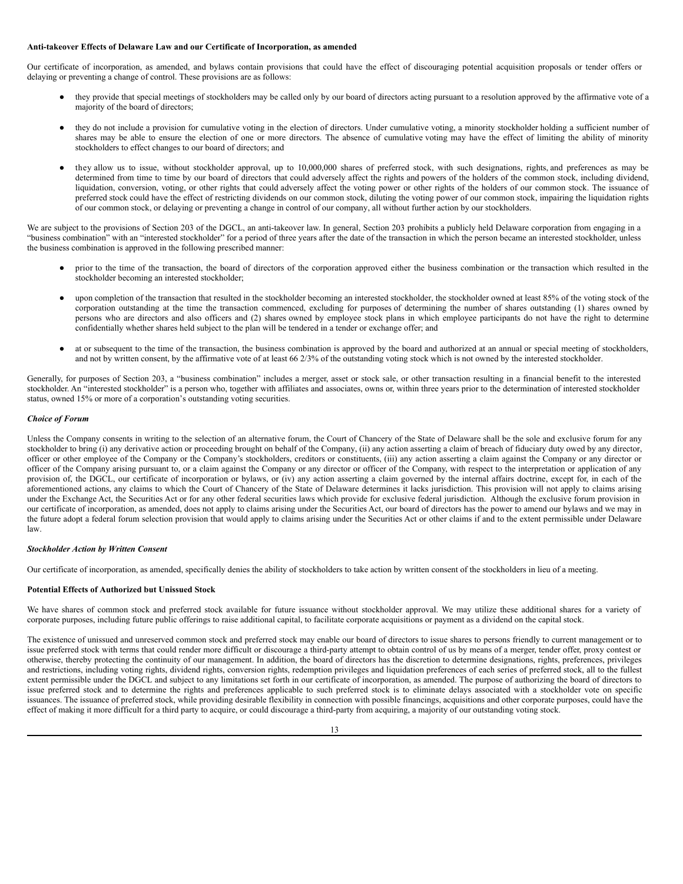**Anti-takeover Effects of Delaware Law and our Certificate of Incorporation, as amended**

Our certificate of incorporation, as amended, and bylaws contain provisions that could have the effect of discouraging potential acquisition proposals or tender offers or delaying or preventing a change of control. These provisions are as follows:

- they provide that special meetings of stockholders may be called only by our board of directors acting pursuant to a resolution approved by the affirmative vote of a majority of the board of directors;
- they do not include a provision for cumulative voting in the election of directors. Under cumulative voting, a minority stockholder holding a sufficient number of shares may be able to ensure the election of one or more directors. The absence of cumulative voting may have the effect of limiting the ability of minority stockholders to effect changes to our board of directors; and
- they allow us to issue, without stockholder approval, up to 10,000,000 shares of preferred stock, with such designations, rights, and preferences as may be determined from time to time by our board of directors that could adversely affect the rights and powers of the holders of the common stock, including dividend, liquidation, conversion, voting, or other rights that could adversely affect the voting power or other rights of the holders of our common stock. The issuance of preferred stock could have the effect of restricting dividends on our common stock, diluting the voting power of our common stock, impairing the liquidation rights of our common stock, or delaying or preventing a change in control of our company, all without further action by our stockholders.

We are subject to the provisions of Section 203 of the DGCL, an anti-takeover law. In general, Section 203 prohibits a publicly held Delaware corporation from engaging in a "business combination" with an "interested stockholder" for a period of three years after the date of the transaction in which the person became an interested stockholder, unless the business combination is approved in the following prescribed manner:

- prior to the time of the transaction, the board of directors of the corporation approved either the business combination or the transaction which resulted in the stockholder becoming an interested stockholder;
- upon completion of the transaction that resulted in the stockholder becoming an interested stockholder, the stockholder owned at least 85% of the voting stock of the corporation outstanding at the time the transaction commenced, excluding for purposes of determining the number of shares outstanding (1) shares owned by persons who are directors and also officers and (2) shares owned by employee stock plans in which employee participants do not have the right to determine confidentially whether shares held subject to the plan will be tendered in a tender or exchange offer; and
- at or subsequent to the time of the transaction, the business combination is approved by the board and authorized at an annual or special meeting of stockholders, and not by written consent, by the affirmative vote of at least 66 2/3% of the outstanding voting stock which is not owned by the interested stockholder.

Generally, for purposes of Section 203, a "business combination" includes a merger, asset or stock sale, or other transaction resulting in a financial benefit to the interested stockholder. An "interested stockholder" is a person who, together with affiliates and associates, owns or, within three years prior to the determination of interested stockholder status, owned 15% or more of a corporation's outstanding voting securities.

***Choice of Forum***

Unless the Company consents in writing to the selection of an alternative forum, the Court of Chancery of the State of Delaware shall be the sole and exclusive forum for any stockholder to bring (i) any derivative action or proceeding brought on behalf of the Company, (ii) any action asserting a claim of breach of fiduciary duty owed by any director, officer or other employee of the Company or the Company's stockholders, creditors or constituents, (iii) any action asserting a claim against the Company or any director or officer of the Company arising pursuant to, or a claim against the Company or any director or officer of the Company, with respect to the interpretation or application of any provision of, the DGCL, our certificate of incorporation or bylaws, or (iv) any action asserting a claim governed by the internal affairs doctrine, except for, in each of the aforementioned actions, any claims to which the Court of Chancery of the State of Delaware determines it lacks jurisdiction. This provision will not apply to claims arising under the Exchange Act, the Securities Act or for any other federal securities laws which provide for exclusive federal jurisdiction. Although the exclusive forum provision in our certificate of incorporation, as amended, does not apply to claims arising under the Securities Act, our board of directors has the power to amend our bylaws and we may in the future adopt a federal forum selection provision that would apply to claims arising under the Securities Act or other claims if and to the extent permissible under Delaware law.

***Stockholder Action by Written Consent***

Our certificate of incorporation, as amended, specifically denies the ability of stockholders to take action by written consent of the stockholders in lieu of a meeting.

**Potential Effects of Authorized but Unissued Stock**

We have shares of common stock and preferred stock available for future issuance without stockholder approval. We may utilize these additional shares for a variety of corporate purposes, including future public offerings to raise additional capital, to facilitate corporate acquisitions or payment as a dividend on the capital stock.

The existence of unissued and unreserved common stock and preferred stock may enable our board of directors to issue shares to persons friendly to current management or to issue preferred stock with terms that could render more difficult or discourage a third-party attempt to obtain control of us by means of a merger, tender offer, proxy contest or otherwise, thereby protecting the continuity of our management. In addition, the board of directors has the discretion to determine designations, rights, preferences, privileges and restrictions, including voting rights, dividend rights, conversion rights, redemption privileges and liquidation preferences of each series of preferred stock, all to the fullest extent permissible under the DGCL and subject to any limitations set forth in our certificate of incorporation, as amended. The purpose of authorizing the board of directors to issue preferred stock and to determine the rights and preferences applicable to such preferred stock is to eliminate delays associated with a stockholder vote on specific issuances. The issuance of preferred stock, while providing desirable flexibility in connection with possible financings, acquisitions and other corporate purposes, could have the effect of making it more difficult for a third party to acquire, or could discourage a third-party from acquiring, a majority of our outstanding voting stock.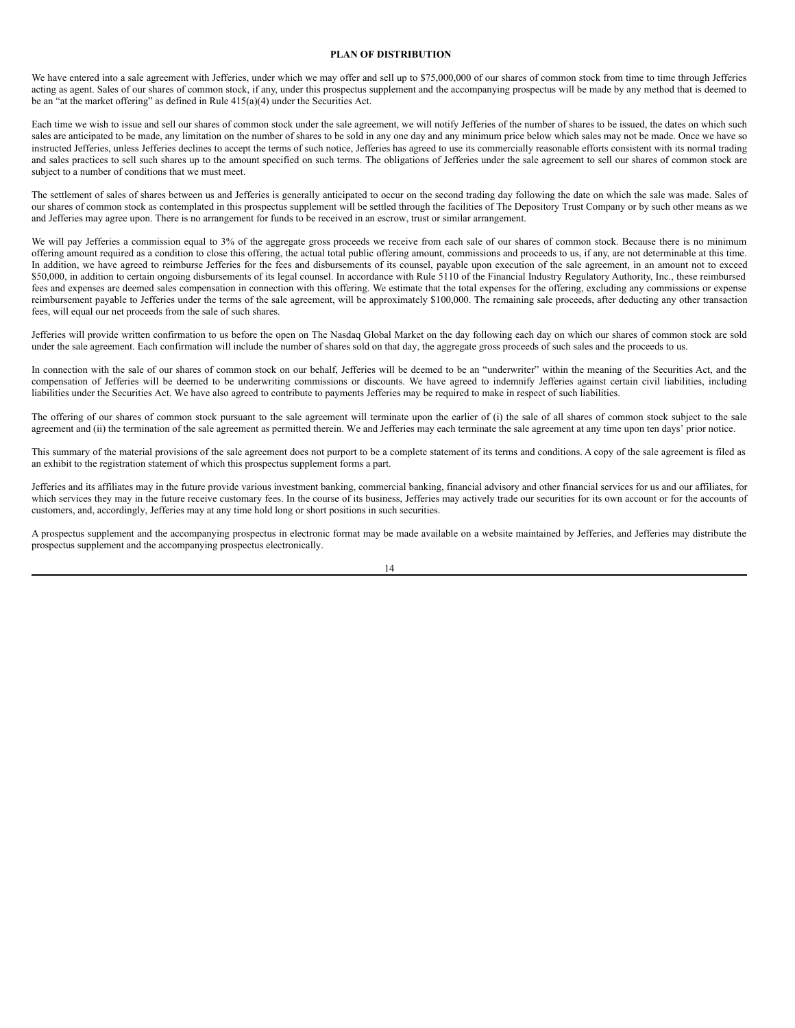## PLAN OF DISTRIBUTION

We have entered into a sale agreement with Jefferies, under which we may offer and sell up to $75,000,000 of our shares of common stock from time to time through Jefferies acting as agent. Sales of our shares of common stock, if any, under this prospectus supplement and the accompanying prospectus will be made by any method that is deemed to be an "at the market offering" as defined in Rule 415(a)(4) under the Securities Act.

Each time we wish to issue and sell our shares of common stock under the sale agreement, we will notify Jefferies of the number of shares to be issued, the dates on which such sales are anticipated to be made, any limitation on the number of shares to be sold in any one day and any minimum price below which sales may not be made. Once we have so instructed Jefferies, unless Jefferies declines to accept the terms of such notice, Jefferies has agreed to use its commercially reasonable efforts consistent with its normal trading and sales practices to sell such shares up to the amount specified on such terms. The obligations of Jefferies under the sale agreement to sell our shares of common stock are subject to a number of conditions that we must meet.

The settlement of sales of shares between us and Jefferies is generally anticipated to occur on the second trading day following the date on which the sale was made. Sales of our shares of common stock as contemplated in this prospectus supplement will be settled through the facilities of The Depository Trust Company or by such other means as we and Jefferies may agree upon. There is no arrangement for funds to be received in an escrow, trust or similar arrangement.

We will pay Jefferies a commission equal to 3% of the aggregate gross proceeds we receive from each sale of our shares of common stock. Because there is no minimum offering amount required as a condition to close this offering, the actual total public offering amount, commissions and proceeds to us, if any, are not determinable at this time. In addition, we have agreed to reimburse Jefferies for the fees and disbursements of its counsel, payable upon execution of the sale agreement, in an amount not to exceed $50,000, in addition to certain ongoing disbursements of its legal counsel. In accordance with Rule 5110 of the Financial Industry Regulatory Authority, Inc., these reimbursed fees and expenses are deemed sales compensation in connection with this offering. We estimate that the total expenses for the offering, excluding any commissions or expense reimbursement payable to Jefferies under the terms of the sale agreement, will be approximately $100,000. The remaining sale proceeds, after deducting any other transaction fees, will equal our net proceeds from the sale of such shares.

Jefferies will provide written confirmation to us before the open on The Nasdaq Global Market on the day following each day on which our shares of common stock are sold under the sale agreement. Each confirmation will include the number of shares sold on that day, the aggregate gross proceeds of such sales and the proceeds to us.

In connection with the sale of our shares of common stock on our behalf, Jefferies will be deemed to be an "underwriter" within the meaning of the Securities Act, and the compensation of Jefferies will be deemed to be underwriting commissions or discounts. We have agreed to indemnify Jefferies against certain civil liabilities, including liabilities under the Securities Act. We have also agreed to contribute to payments Jefferies may be required to make in respect of such liabilities.

The offering of our shares of common stock pursuant to the sale agreement will terminate upon the earlier of (i) the sale of all shares of common stock subject to the sale agreement and (ii) the termination of the sale agreement as permitted therein. We and Jefferies may each terminate the sale agreement at any time upon ten days' prior notice.

This summary of the material provisions of the sale agreement does not purport to be a complete statement of its terms and conditions. A copy of the sale agreement is filed as an exhibit to the registration statement of which this prospectus supplement forms a part.

Jefferies and its affiliates may in the future provide various investment banking, commercial banking, financial advisory and other financial services for us and our affiliates, for which services they may in the future receive customary fees. In the course of its business, Jefferies may actively trade our securities for its own account or for the accounts of customers, and, accordingly, Jefferies may at any time hold long or short positions in such securities.

A prospectus supplement and the accompanying prospectus in electronic format may be made available on a website maintained by Jefferies, and Jefferies may distribute the prospectus supplement and the accompanying prospectus electronically.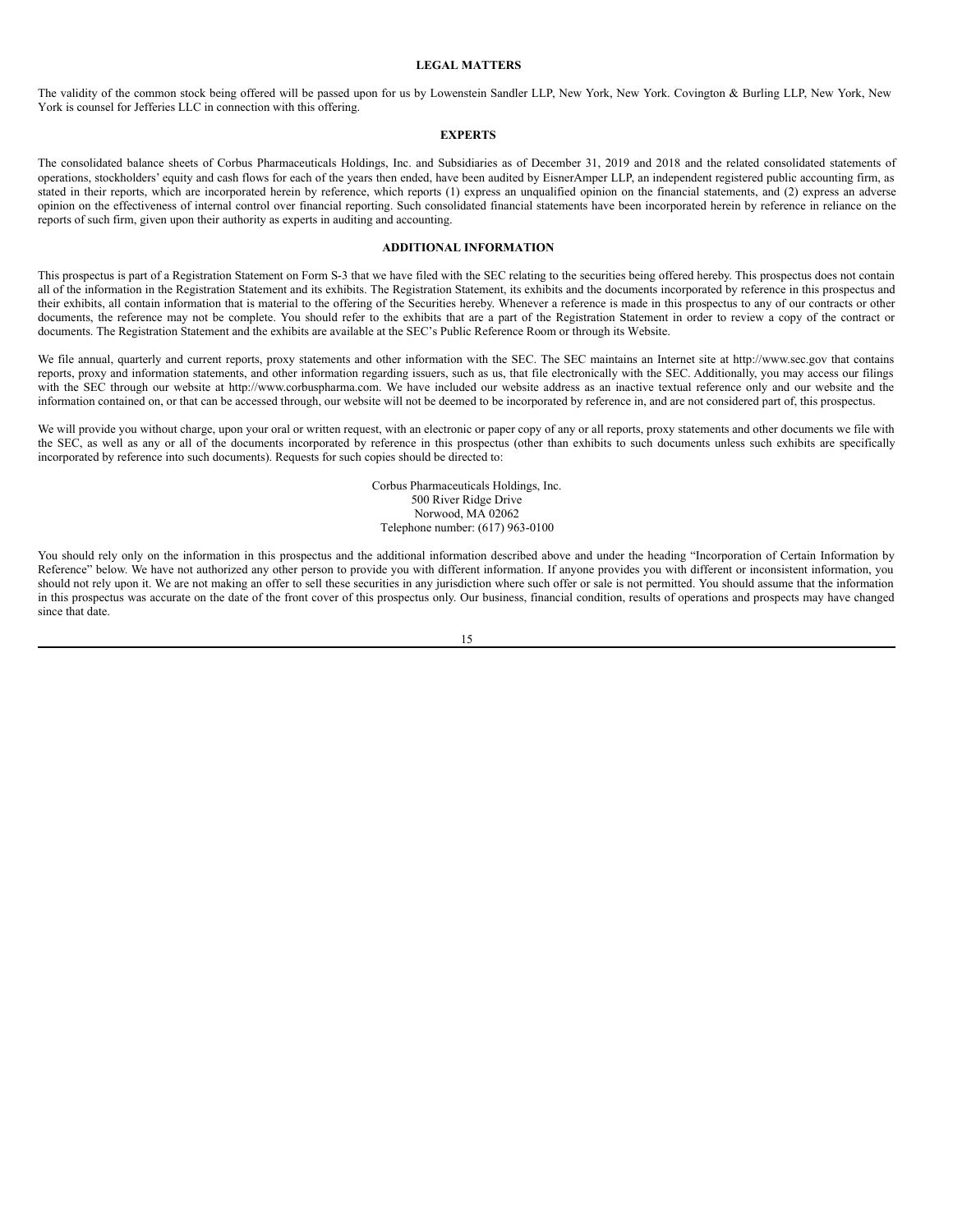## LEGAL MATTERS

The validity of the common stock being offered will be passed upon for us by Lowenstein Sandler LLP, New York, New York. Covington & Burling LLP, New York, New York is counsel for Jefferies LLC in connection with this offering.

## EXPERTS

The consolidated balance sheets of Corbus Pharmaceuticals Holdings, Inc. and Subsidiaries as of December 31, 2019 and 2018 and the related consolidated statements of operations, stockholders' equity and cash flows for each of the years then ended, have been audited by EisnerAmper LLP, an independent registered public accounting firm, as stated in their reports, which are incorporated herein by reference, which reports (1) express an unqualified opinion on the financial statements, and (2) express an adverse opinion on the effectiveness of internal control over financial reporting. Such consolidated financial statements have been incorporated herein by reference in reliance on the reports of such firm, given upon their authority as experts in auditing and accounting.

## ADDITIONAL INFORMATION

This prospectus is part of a Registration Statement on Form S-3 that we have filed with the SEC relating to the securities being offered hereby. This prospectus does not contain all of the information in the Registration Statement and its exhibits. The Registration Statement, its exhibits and the documents incorporated by reference in this prospectus and their exhibits, all contain information that is material to the offering of the Securities hereby. Whenever a reference is made in this prospectus to any of our contracts or other documents, the reference may not be complete. You should refer to the exhibits that are a part of the Registration Statement in order to review a copy of the contract or documents. The Registration Statement and the exhibits are available at the SEC's Public Reference Room or through its Website.

We file annual, quarterly and current reports, proxy statements and other information with the SEC. The SEC maintains an Internet site at http://www.sec.gov that contains reports, proxy and information statements, and other information regarding issuers, such as us, that file electronically with the SEC. Additionally, you may access our filings with the SEC through our website at http://www.corbuspharma.com. We have included our website address as an inactive textual reference only and our website and the information contained on, or that can be accessed through, our website will not be deemed to be incorporated by reference in, and are not considered part of, this prospectus.

We will provide you without charge, upon your oral or written request, with an electronic or paper copy of any or all reports, proxy statements and other documents we file with the SEC, as well as any or all of the documents incorporated by reference in this prospectus (other than exhibits to such documents unless such exhibits are specifically incorporated by reference into such documents). Requests for such copies should be directed to:

Corbus Pharmaceuticals Holdings, Inc.
500 River Ridge Drive
Norwood, MA 02062
Telephone number: (617) 963-0100

You should rely only on the information in this prospectus and the additional information described above and under the heading "Incorporation of Certain Information by Reference" below. We have not authorized any other person to provide you with different information. If anyone provides you with different or inconsistent information, you should not rely upon it. We are not making an offer to sell these securities in any jurisdiction where such offer or sale is not permitted. You should assume that the information in this prospectus was accurate on the date of the front cover of this prospectus only. Our business, financial condition, results of operations and prospects may have changed since that date.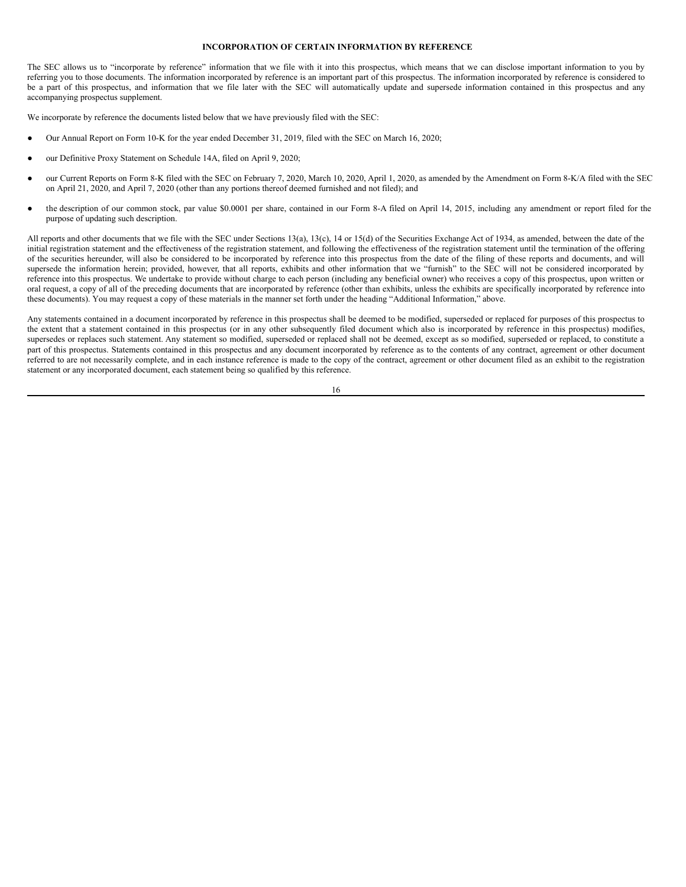## INCORPORATION OF CERTAIN INFORMATION BY REFERENCE

The SEC allows us to "incorporate by reference" information that we file with it into this prospectus, which means that we can disclose important information to you by referring you to those documents. The information incorporated by reference is an important part of this prospectus. The information incorporated by reference is considered to be a part of this prospectus, and information that we file later with the SEC will automatically update and supersede information contained in this prospectus and any accompanying prospectus supplement.

We incorporate by reference the documents listed below that we have previously filed with the SEC:

- Our Annual Report on Form 10-K for the year ended December 31, 2019, filed with the SEC on March 16, 2020;
- our Definitive Proxy Statement on Schedule 14A, filed on April 9, 2020;
- our Current Reports on Form 8-K filed with the SEC on February 7, 2020, March 10, 2020, April 1, 2020, as amended by the Amendment on Form 8-K/A filed with the SEC on April 21, 2020, and April 7, 2020 (other than any portions thereof deemed furnished and not filed); and
- the description of our common stock, par value $0.0001 per share, contained in our Form 8-A filed on April 14, 2015, including any amendment or report filed for the purpose of updating such description.

All reports and other documents that we file with the SEC under Sections 13(a), 13(c), 14 or 15(d) of the Securities Exchange Act of 1934, as amended, between the date of the initial registration statement and the effectiveness of the registration statement, and following the effectiveness of the registration statement until the termination of the offering of the securities hereunder, will also be considered to be incorporated by reference into this prospectus from the date of the filing of these reports and documents, and will supersede the information herein; provided, however, that all reports, exhibits and other information that we "furnish" to the SEC will not be considered incorporated by reference into this prospectus. We undertake to provide without charge to each person (including any beneficial owner) who receives a copy of this prospectus, upon written or oral request, a copy of all of the preceding documents that are incorporated by reference (other than exhibits, unless the exhibits are specifically incorporated by reference into these documents). You may request a copy of these materials in the manner set forth under the heading "Additional Information," above.

Any statements contained in a document incorporated by reference in this prospectus shall be deemed to be modified, superseded or replaced for purposes of this prospectus to the extent that a statement contained in this prospectus (or in any other subsequently filed document which also is incorporated by reference in this prospectus) modifies, supersedes or replaces such statement. Any statement so modified, superseded or replaced shall not be deemed, except as so modified, superseded or replaced, to constitute a part of this prospectus. Statements contained in this prospectus and any document incorporated by reference as to the contents of any contract, agreement or other document referred to are not necessarily complete, and in each instance reference is made to the copy of the contract, agreement or other document filed as an exhibit to the registration statement or any incorporated document, each statement being so qualified by this reference.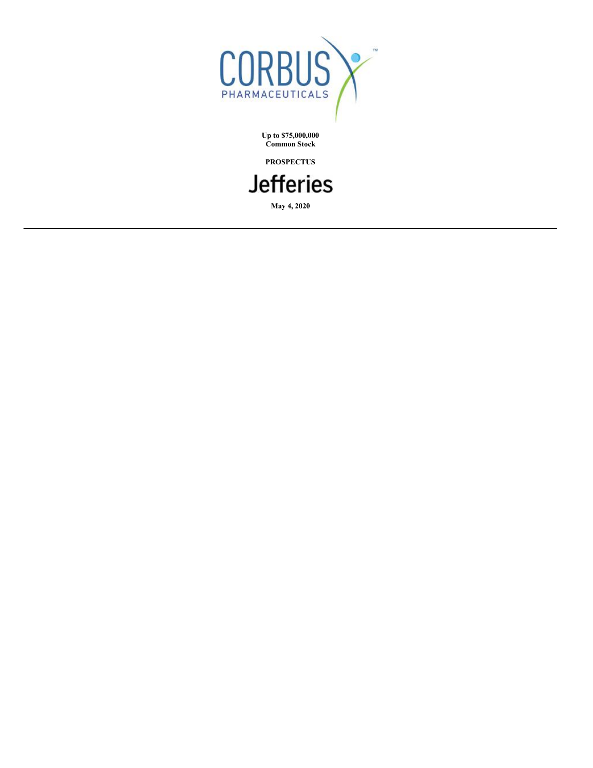CORBUS PHARMACEUTICALS

**Up to $75,000,000**
**Common Stock**

**PROSPECTUS**

Jefferies

**May 4, 2020**